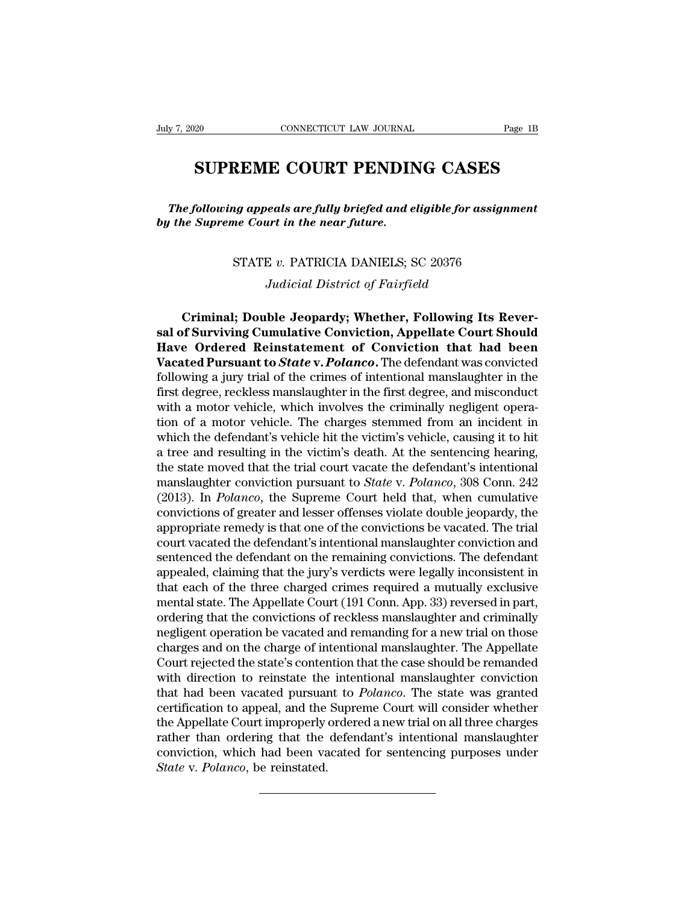# SUPREME COURT PENDING CASES

***The following appeals are fully briefed and eligible for assignment by the Supreme Court in the near future.***

STATE *v.* PATRICIA DANIELS; SC 20376

*Judicial District of Fairfield*

**Criminal; Double Jeopardy; Whether, Following Its Reversal of Surviving Cumulative Conviction, Appellate Court Should Have Ordered Reinstatement of Conviction that had been Vacated Pursuant to *State* v. *Polanco*.** The defendant was convicted following a jury trial of the crimes of intentional manslaughter in the first degree, reckless manslaughter in the first degree, and misconduct with a motor vehicle, which involves the criminally negligent operation of a motor vehicle. The charges stemmed from an incident in which the defendant's vehicle hit the victim's vehicle, causing it to hit a tree and resulting in the victim's death. At the sentencing hearing, the state moved that the trial court vacate the defendant's intentional manslaughter conviction pursuant to *State* v. *Polanco*, 308 Conn. 242 (2013). In *Polanco*, the Supreme Court held that, when cumulative convictions of greater and lesser offenses violate double jeopardy, the appropriate remedy is that one of the convictions be vacated. The trial court vacated the defendant's intentional manslaughter conviction and sentenced the defendant on the remaining convictions. The defendant appealed, claiming that the jury's verdicts were legally inconsistent in that each of the three charged crimes required a mutually exclusive mental state. The Appellate Court (191 Conn. App. 33) reversed in part, ordering that the convictions of reckless manslaughter and criminally negligent operation be vacated and remanding for a new trial on those charges and on the charge of intentional manslaughter. The Appellate Court rejected the state's contention that the case should be remanded with direction to reinstate the intentional manslaughter conviction that had been vacated pursuant to *Polanco*. The state was granted certification to appeal, and the Supreme Court will consider whether the Appellate Court improperly ordered a new trial on all three charges rather than ordering that the defendant's intentional manslaughter conviction, which had been vacated for sentencing purposes under *State* v. *Polanco*, be reinstated.

---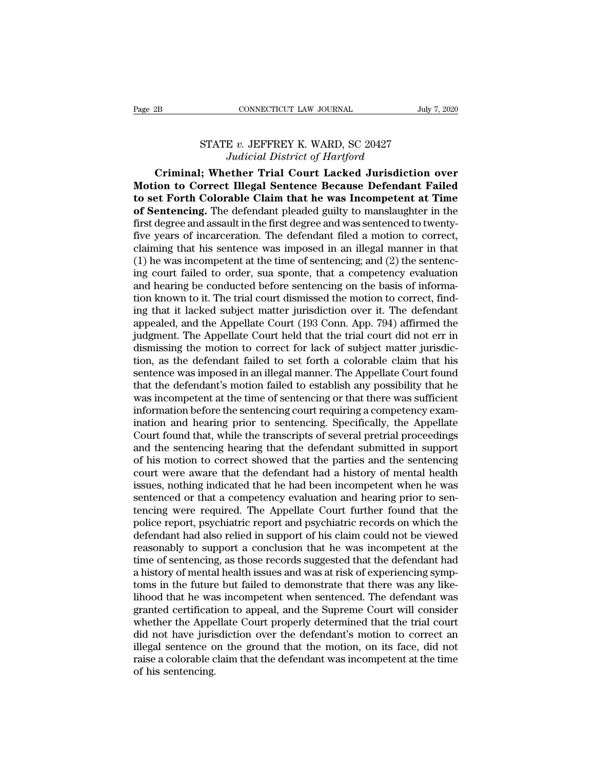STATE *v.* JEFFREY K. WARD, SC 20427
*Judicial District of Hartford*

**Criminal; Whether Trial Court Lacked Jurisdiction over Motion to Correct Illegal Sentence Because Defendant Failed to set Forth Colorable Claim that he was Incompetent at Time of Sentencing.** The defendant pleaded guilty to manslaughter in the first degree and assault in the first degree and was sentenced to twenty-five years of incarceration. The defendant filed a motion to correct, claiming that his sentence was imposed in an illegal manner in that (1) he was incompetent at the time of sentencing; and (2) the sentencing court failed to order, sua sponte, that a competency evaluation and hearing be conducted before sentencing on the basis of information known to it. The trial court dismissed the motion to correct, finding that it lacked subject matter jurisdiction over it. The defendant appealed, and the Appellate Court (193 Conn. App. 794) affirmed the judgment. The Appellate Court held that the trial court did not err in dismissing the motion to correct for lack of subject matter jurisdiction, as the defendant failed to set forth a colorable claim that his sentence was imposed in an illegal manner. The Appellate Court found that the defendant's motion failed to establish any possibility that he was incompetent at the time of sentencing or that there was sufficient information before the sentencing court requiring a competency examination and hearing prior to sentencing. Specifically, the Appellate Court found that, while the transcripts of several pretrial proceedings and the sentencing hearing that the defendant submitted in support of his motion to correct showed that the parties and the sentencing court were aware that the defendant had a history of mental health issues, nothing indicated that he had been incompetent when he was sentenced or that a competency evaluation and hearing prior to sentencing were required. The Appellate Court further found that the police report, psychiatric report and psychiatric records on which the defendant had also relied in support of his claim could not be viewed reasonably to support a conclusion that he was incompetent at the time of sentencing, as those records suggested that the defendant had a history of mental health issues and was at risk of experiencing symptoms in the future but failed to demonstrate that there was any likelihood that he was incompetent when sentenced. The defendant was granted certification to appeal, and the Supreme Court will consider whether the Appellate Court properly determined that the trial court did not have jurisdiction over the defendant's motion to correct an illegal sentence on the ground that the motion, on its face, did not raise a colorable claim that the defendant was incompetent at the time of his sentencing.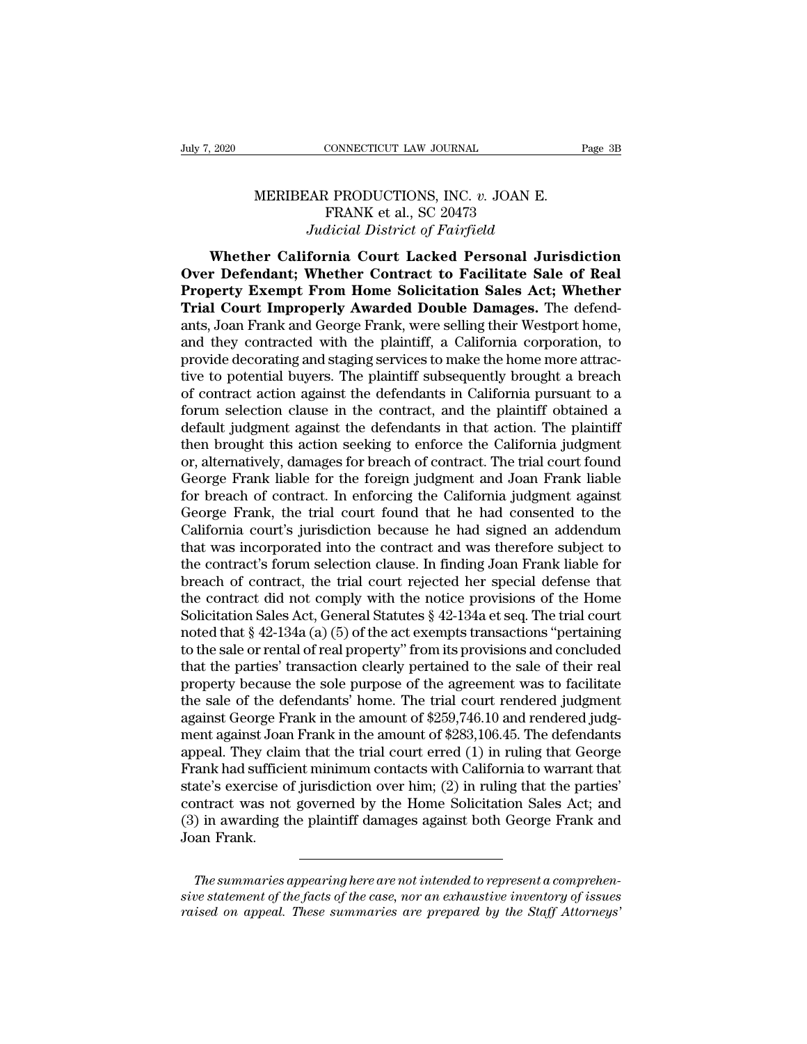MERIBEAR PRODUCTIONS, INC. *v.* JOAN E. FRANK et al., SC 20473
*Judicial District of Fairfield*

**Whether California Court Lacked Personal Jurisdiction Over Defendant; Whether Contract to Facilitate Sale of Real Property Exempt From Home Solicitation Sales Act; Whether Trial Court Improperly Awarded Double Damages.** The defendants, Joan Frank and George Frank, were selling their Westport home, and they contracted with the plaintiff, a California corporation, to provide decorating and staging services to make the home more attractive to potential buyers. The plaintiff subsequently brought a breach of contract action against the defendants in California pursuant to a forum selection clause in the contract, and the plaintiff obtained a default judgment against the defendants in that action. The plaintiff then brought this action seeking to enforce the California judgment or, alternatively, damages for breach of contract. The trial court found George Frank liable for the foreign judgment and Joan Frank liable for breach of contract. In enforcing the California judgment against George Frank, the trial court found that he had consented to the California court's jurisdiction because he had signed an addendum that was incorporated into the contract and was therefore subject to the contract's forum selection clause. In finding Joan Frank liable for breach of contract, the trial court rejected her special defense that the contract did not comply with the notice provisions of the Home Solicitation Sales Act, General Statutes § 42-134a et seq. The trial court noted that § 42-134a (a) (5) of the act exempts transactions "pertaining to the sale or rental of real property" from its provisions and concluded that the parties' transaction clearly pertained to the sale of their real property because the sole purpose of the agreement was to facilitate the sale of the defendants' home. The trial court rendered judgment against George Frank in the amount of $259,746.10 and rendered judgment against Joan Frank in the amount of $283,106.45. The defendants appeal. They claim that the trial court erred (1) in ruling that George Frank had sufficient minimum contacts with California to warrant that state's exercise of jurisdiction over him; (2) in ruling that the parties' contract was not governed by the Home Solicitation Sales Act; and (3) in awarding the plaintiff damages against both George Frank and Joan Frank.

---

*The summaries appearing here are not intended to represent a comprehensive statement of the facts of the case, nor an exhaustive inventory of issues raised on appeal. These summaries are prepared by the Staff Attorneys'*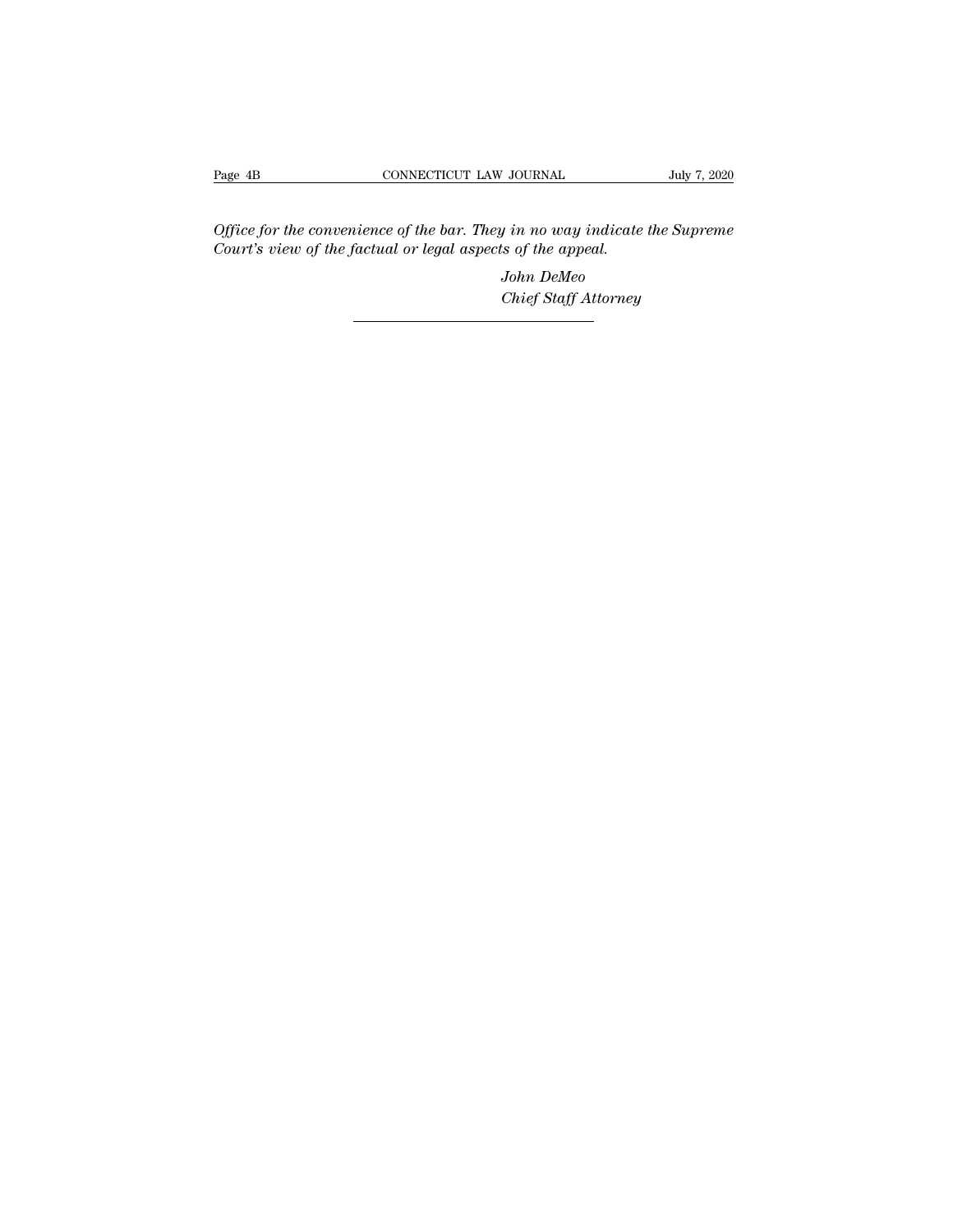*Office for the convenience of the bar. They in no way indicate the Supreme Court's view of the factual or legal aspects of the appeal.*

*John DeMeo*
*Chief Staff Attorney*

---